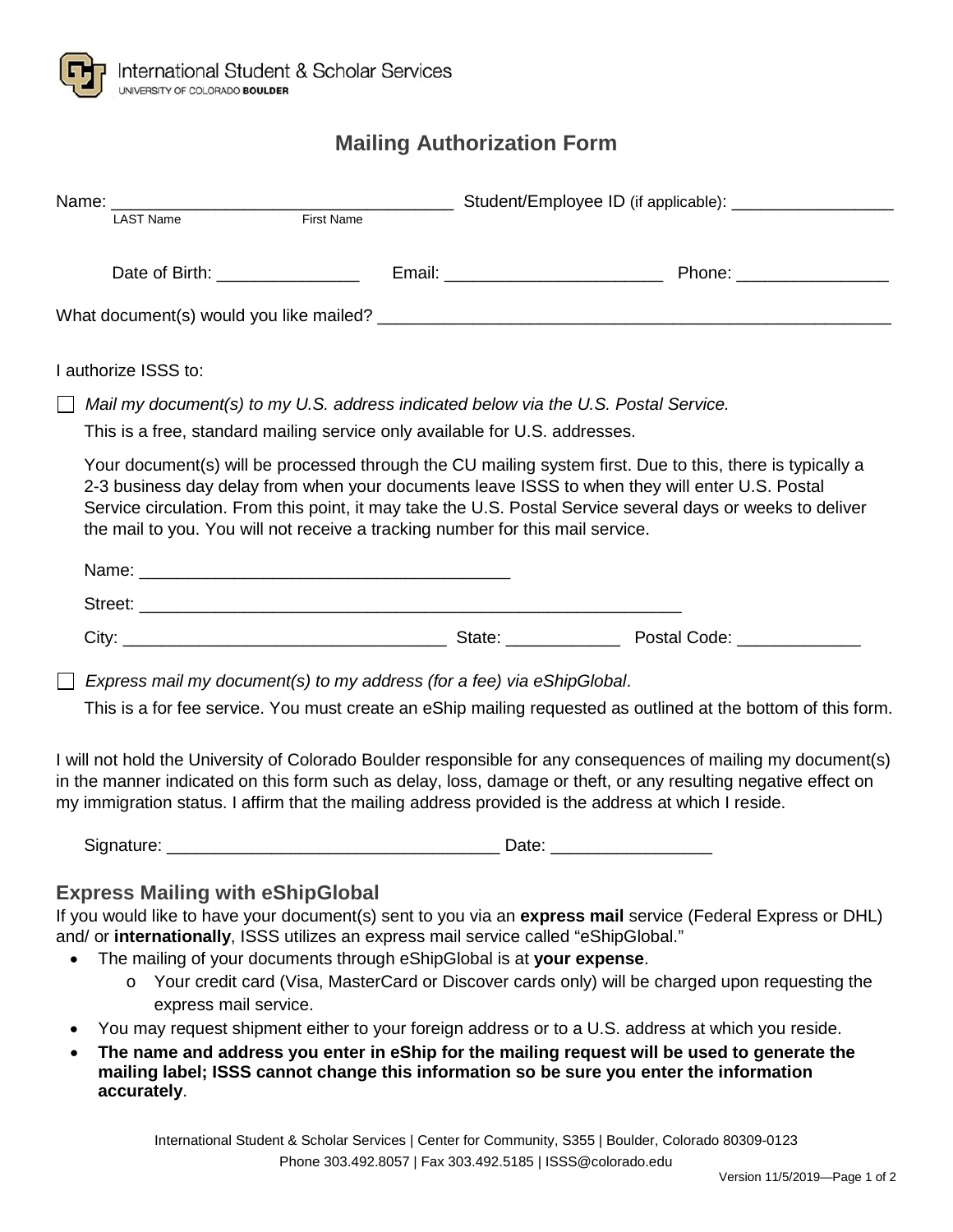International Student & Scholar Services
UNIVERSITY OF COLORADO BOULDER

# Mailing Authorization Form

Name: ___________________________________ Student/Employee ID (if applicable): _________________
LAST Name First Name

Date of Birth: _______________ Email: ______________________ Phone: ________________

What document(s) would you like mailed? ______________________________________________________

I authorize ISSS to:

☐ *Mail my document(s) to my U.S. address indicated below via the U.S. Postal Service.*

This is a free, standard mailing service only available for U.S. addresses.

Your document(s) will be processed through the CU mailing system first. Due to this, there is typically a 2-3 business day delay from when your documents leave ISSS to when they will enter U.S. Postal Service circulation. From this point, it may take the U.S. Postal Service several days or weeks to deliver the mail to you. You will not receive a tracking number for this mail service.

Name: _______________________________________

Street: __________________________________________________________

City: _________________________________ State: ____________ Postal Code: _____________

☐ *Express mail my document(s) to my address (for a fee) via eShipGlobal*.

This is a for fee service. You must create an eShip mailing requested as outlined at the bottom of this form.

I will not hold the University of Colorado Boulder responsible for any consequences of mailing my document(s) in the manner indicated on this form such as delay, loss, damage or theft, or any resulting negative effect on my immigration status. I affirm that the mailing address provided is the address at which I reside.

Signature: ___________________________________ Date: _________________

## Express Mailing with eShipGlobal

If you would like to have your document(s) sent to you via an **express mail** service (Federal Express or DHL) and/ or **internationally**, ISSS utilizes an express mail service called "eShipGlobal."

- The mailing of your documents through eShipGlobal is at **your expense**.
  - Your credit card (Visa, MasterCard or Discover cards only) will be charged upon requesting the express mail service.
- You may request shipment either to your foreign address or to a U.S. address at which you reside.
- **The name and address you enter in eShip for the mailing request will be used to generate the mailing label; ISSS cannot change this information so be sure you enter the information accurately**.

International Student & Scholar Services | Center for Community, S355 | Boulder, Colorado 80309-0123
Phone 303.492.8057 | Fax 303.492.5185 | ISSS@colorado.edu

Version 11/5/2019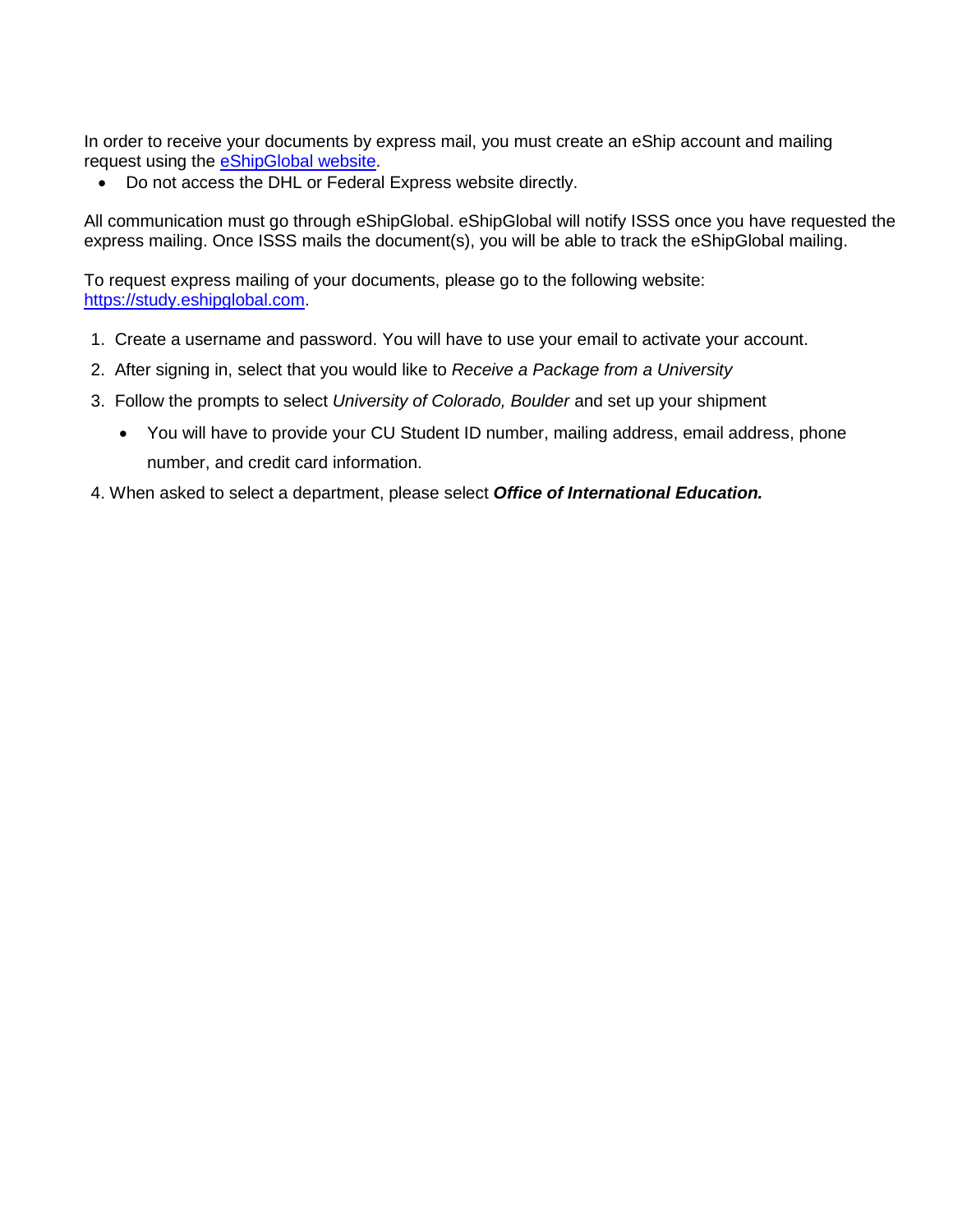In order to receive your documents by express mail, you must create an eShip account and mailing request using the [eShipGlobal website](https://study.eshipglobal.com).

- Do not access the DHL or Federal Express website directly.

All communication must go through eShipGlobal. eShipGlobal will notify ISSS once you have requested the express mailing. Once ISSS mails the document(s), you will be able to track the eShipGlobal mailing.

To request express mailing of your documents, please go to the following website: [https://study.eshipglobal.com](https://study.eshipglobal.com).

1. Create a username and password. You will have to use your email to activate your account.
2. After signing in, select that you would like to *Receive a Package from a University*
3. Follow the prompts to select *University of Colorado, Boulder* and set up your shipment
   - You will have to provide your CU Student ID number, mailing address, email address, phone number, and credit card information.
4. When asked to select a department, please select ***Office of International Education.***